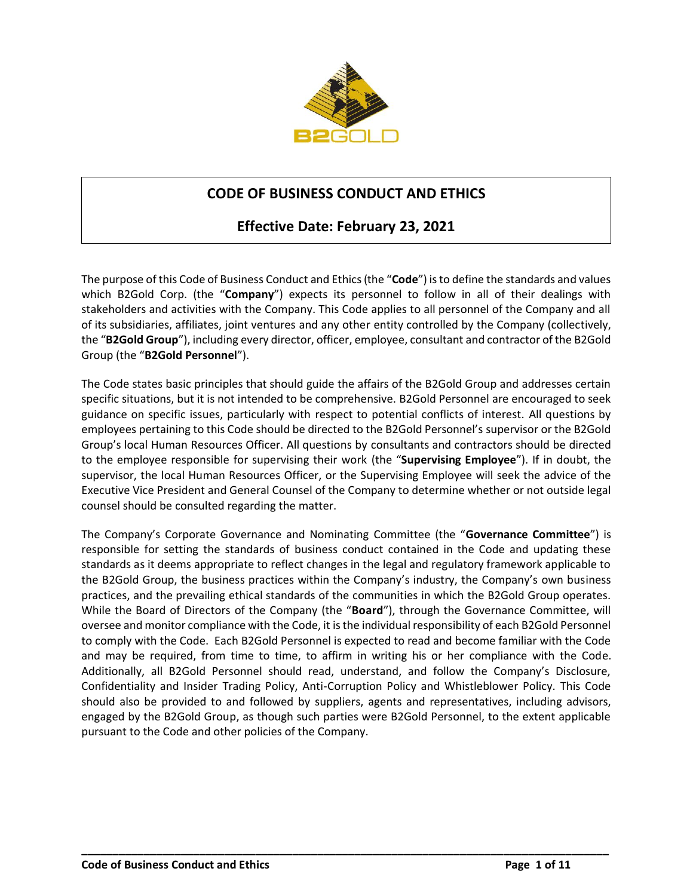# CODE OF BUSINESS CONDUCT AND ETHICS

## Effective Date: February 23, 2021

The purpose of this Code of Business Conduct and Ethics (the "**Code**") is to define the standards and values which B2Gold Corp. (the "**Company**") expects its personnel to follow in all of their dealings with stakeholders and activities with the Company. This Code applies to all personnel of the Company and all of its subsidiaries, affiliates, joint ventures and any other entity controlled by the Company (collectively, the "**B2Gold Group**"), including every director, officer, employee, consultant and contractor of the B2Gold Group (the "**B2Gold Personnel**").

The Code states basic principles that should guide the affairs of the B2Gold Group and addresses certain specific situations, but it is not intended to be comprehensive. B2Gold Personnel are encouraged to seek guidance on specific issues, particularly with respect to potential conflicts of interest. All questions by employees pertaining to this Code should be directed to the B2Gold Personnel's supervisor or the B2Gold Group's local Human Resources Officer. All questions by consultants and contractors should be directed to the employee responsible for supervising their work (the "**Supervising Employee**"). If in doubt, the supervisor, the local Human Resources Officer, or the Supervising Employee will seek the advice of the Executive Vice President and General Counsel of the Company to determine whether or not outside legal counsel should be consulted regarding the matter.

The Company's Corporate Governance and Nominating Committee (the "**Governance Committee**") is responsible for setting the standards of business conduct contained in the Code and updating these standards as it deems appropriate to reflect changes in the legal and regulatory framework applicable to the B2Gold Group, the business practices within the Company's industry, the Company's own business practices, and the prevailing ethical standards of the communities in which the B2Gold Group operates. While the Board of Directors of the Company (the "**Board**"), through the Governance Committee, will oversee and monitor compliance with the Code, it is the individual responsibility of each B2Gold Personnel to comply with the Code. Each B2Gold Personnel is expected to read and become familiar with the Code and may be required, from time to time, to affirm in writing his or her compliance with the Code. Additionally, all B2Gold Personnel should read, understand, and follow the Company's Disclosure, Confidentiality and Insider Trading Policy, Anti-Corruption Policy and Whistleblower Policy. This Code should also be provided to and followed by suppliers, agents and representatives, including advisors, engaged by the B2Gold Group, as though such parties were B2Gold Personnel, to the extent applicable pursuant to the Code and other policies of the Company.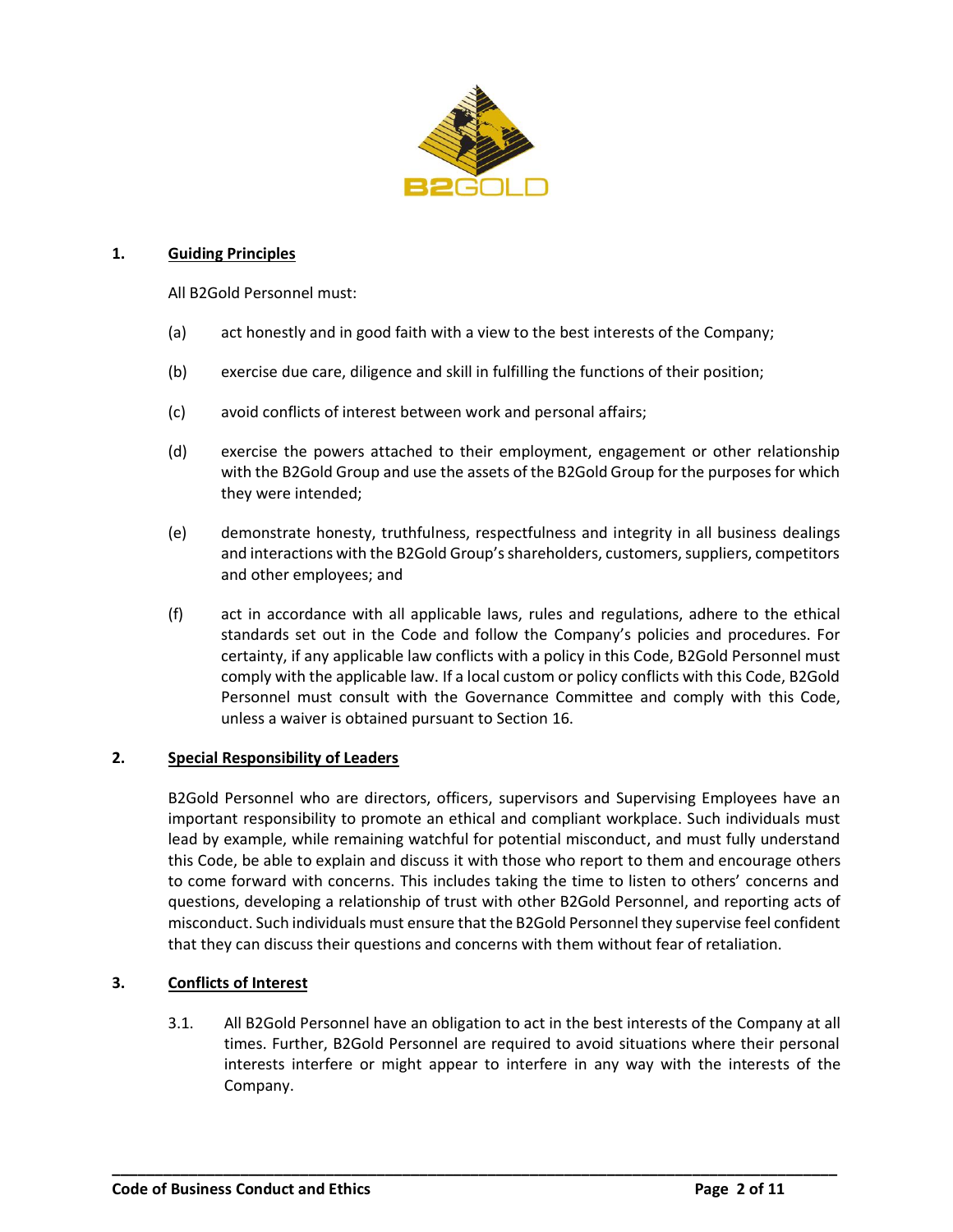## 1. Guiding Principles

All B2Gold Personnel must:

(a) act honestly and in good faith with a view to the best interests of the Company;

(b) exercise due care, diligence and skill in fulfilling the functions of their position;

(c) avoid conflicts of interest between work and personal affairs;

(d) exercise the powers attached to their employment, engagement or other relationship with the B2Gold Group and use the assets of the B2Gold Group for the purposes for which they were intended;

(e) demonstrate honesty, truthfulness, respectfulness and integrity in all business dealings and interactions with the B2Gold Group's shareholders, customers, suppliers, competitors and other employees; and

(f) act in accordance with all applicable laws, rules and regulations, adhere to the ethical standards set out in the Code and follow the Company's policies and procedures. For certainty, if any applicable law conflicts with a policy in this Code, B2Gold Personnel must comply with the applicable law. If a local custom or policy conflicts with this Code, B2Gold Personnel must consult with the Governance Committee and comply with this Code, unless a waiver is obtained pursuant to Section 16.

## 2. Special Responsibility of Leaders

B2Gold Personnel who are directors, officers, supervisors and Supervising Employees have an important responsibility to promote an ethical and compliant workplace. Such individuals must lead by example, while remaining watchful for potential misconduct, and must fully understand this Code, be able to explain and discuss it with those who report to them and encourage others to come forward with concerns. This includes taking the time to listen to others' concerns and questions, developing a relationship of trust with other B2Gold Personnel, and reporting acts of misconduct. Such individuals must ensure that the B2Gold Personnel they supervise feel confident that they can discuss their questions and concerns with them without fear of retaliation.

## 3. Conflicts of Interest

3.1. All B2Gold Personnel have an obligation to act in the best interests of the Company at all times. Further, B2Gold Personnel are required to avoid situations where their personal interests interfere or might appear to interfere in any way with the interests of the Company.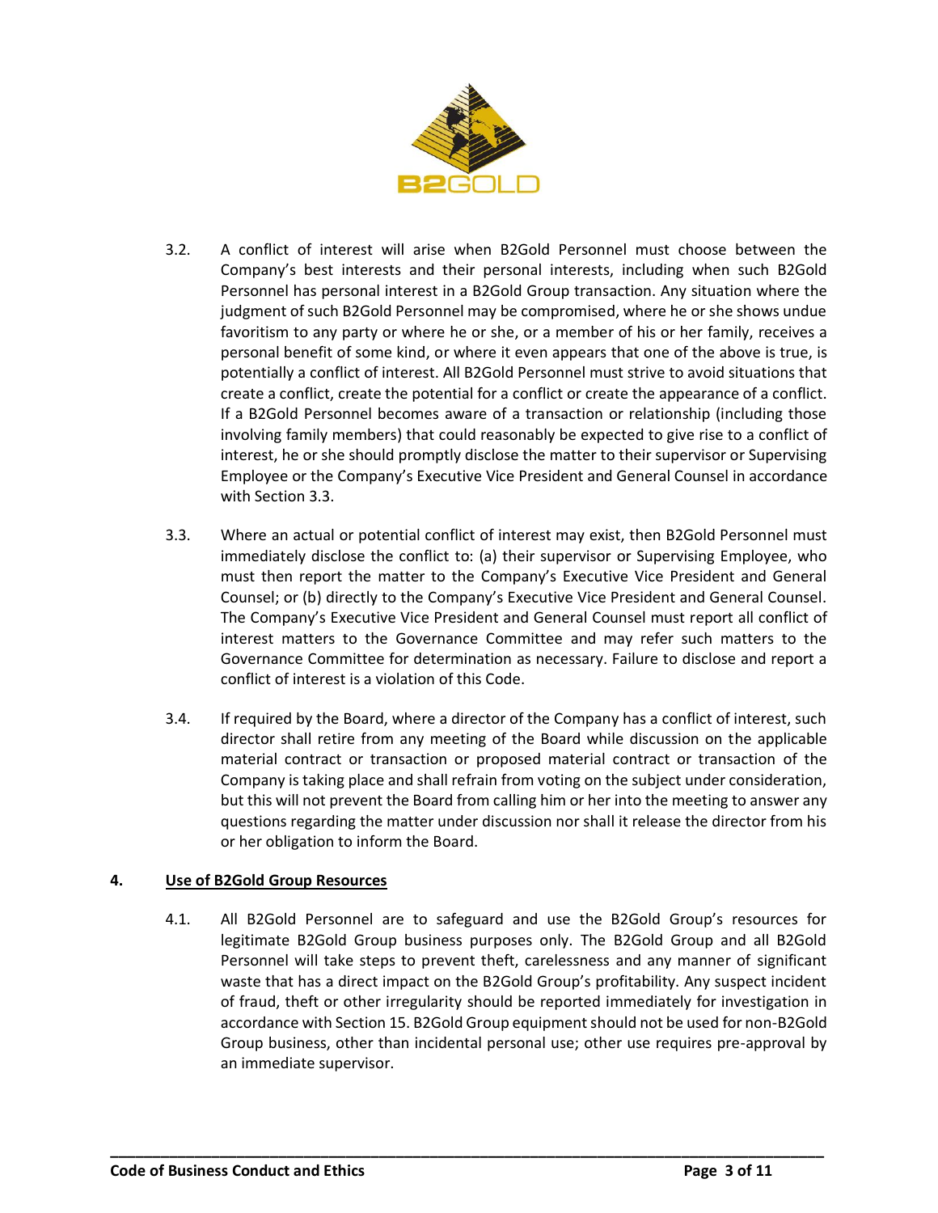3.2. A conflict of interest will arise when B2Gold Personnel must choose between the Company's best interests and their personal interests, including when such B2Gold Personnel has personal interest in a B2Gold Group transaction. Any situation where the judgment of such B2Gold Personnel may be compromised, where he or she shows undue favoritism to any party or where he or she, or a member of his or her family, receives a personal benefit of some kind, or where it even appears that one of the above is true, is potentially a conflict of interest. All B2Gold Personnel must strive to avoid situations that create a conflict, create the potential for a conflict or create the appearance of a conflict. If a B2Gold Personnel becomes aware of a transaction or relationship (including those involving family members) that could reasonably be expected to give rise to a conflict of interest, he or she should promptly disclose the matter to their supervisor or Supervising Employee or the Company's Executive Vice President and General Counsel in accordance with Section 3.3.

3.3. Where an actual or potential conflict of interest may exist, then B2Gold Personnel must immediately disclose the conflict to: (a) their supervisor or Supervising Employee, who must then report the matter to the Company's Executive Vice President and General Counsel; or (b) directly to the Company's Executive Vice President and General Counsel. The Company's Executive Vice President and General Counsel must report all conflict of interest matters to the Governance Committee and may refer such matters to the Governance Committee for determination as necessary. Failure to disclose and report a conflict of interest is a violation of this Code.

3.4. If required by the Board, where a director of the Company has a conflict of interest, such director shall retire from any meeting of the Board while discussion on the applicable material contract or transaction or proposed material contract or transaction of the Company is taking place and shall refrain from voting on the subject under consideration, but this will not prevent the Board from calling him or her into the meeting to answer any questions regarding the matter under discussion nor shall it release the director from his or her obligation to inform the Board.

## 4. Use of B2Gold Group Resources

4.1. All B2Gold Personnel are to safeguard and use the B2Gold Group's resources for legitimate B2Gold Group business purposes only. The B2Gold Group and all B2Gold Personnel will take steps to prevent theft, carelessness and any manner of significant waste that has a direct impact on the B2Gold Group's profitability. Any suspect incident of fraud, theft or other irregularity should be reported immediately for investigation in accordance with Section 15. B2Gold Group equipment should not be used for non-B2Gold Group business, other than incidental personal use; other use requires pre-approval by an immediate supervisor.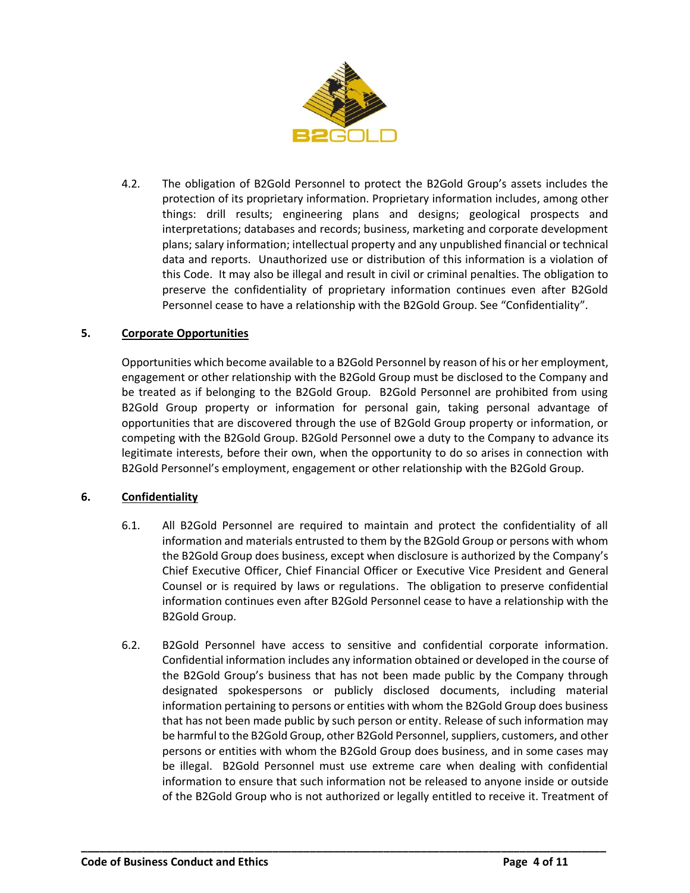4.2. The obligation of B2Gold Personnel to protect the B2Gold Group's assets includes the protection of its proprietary information. Proprietary information includes, among other things: drill results; engineering plans and designs; geological prospects and interpretations; databases and records; business, marketing and corporate development plans; salary information; intellectual property and any unpublished financial or technical data and reports. Unauthorized use or distribution of this information is a violation of this Code. It may also be illegal and result in civil or criminal penalties. The obligation to preserve the confidentiality of proprietary information continues even after B2Gold Personnel cease to have a relationship with the B2Gold Group. See "Confidentiality".

## 5. Corporate Opportunities

Opportunities which become available to a B2Gold Personnel by reason of his or her employment, engagement or other relationship with the B2Gold Group must be disclosed to the Company and be treated as if belonging to the B2Gold Group. B2Gold Personnel are prohibited from using B2Gold Group property or information for personal gain, taking personal advantage of opportunities that are discovered through the use of B2Gold Group property or information, or competing with the B2Gold Group. B2Gold Personnel owe a duty to the Company to advance its legitimate interests, before their own, when the opportunity to do so arises in connection with B2Gold Personnel's employment, engagement or other relationship with the B2Gold Group.

## 6. Confidentiality

6.1. All B2Gold Personnel are required to maintain and protect the confidentiality of all information and materials entrusted to them by the B2Gold Group or persons with whom the B2Gold Group does business, except when disclosure is authorized by the Company's Chief Executive Officer, Chief Financial Officer or Executive Vice President and General Counsel or is required by laws or regulations. The obligation to preserve confidential information continues even after B2Gold Personnel cease to have a relationship with the B2Gold Group.

6.2. B2Gold Personnel have access to sensitive and confidential corporate information. Confidential information includes any information obtained or developed in the course of the B2Gold Group's business that has not been made public by the Company through designated spokespersons or publicly disclosed documents, including material information pertaining to persons or entities with whom the B2Gold Group does business that has not been made public by such person or entity. Release of such information may be harmful to the B2Gold Group, other B2Gold Personnel, suppliers, customers, and other persons or entities with whom the B2Gold Group does business, and in some cases may be illegal. B2Gold Personnel must use extreme care when dealing with confidential information to ensure that such information not be released to anyone inside or outside of the B2Gold Group who is not authorized or legally entitled to receive it. Treatment of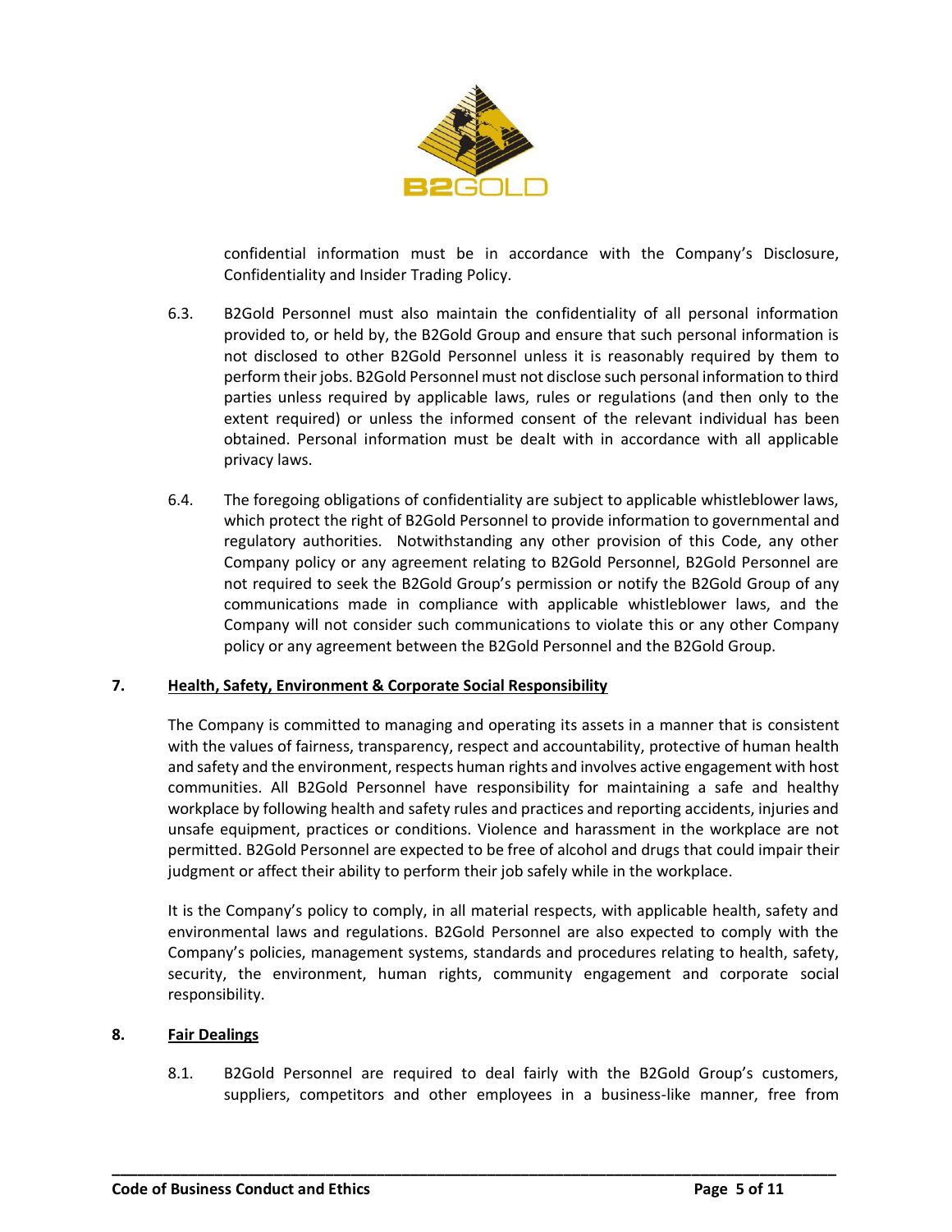confidential information must be in accordance with the Company's Disclosure, Confidentiality and Insider Trading Policy.

6.3. B2Gold Personnel must also maintain the confidentiality of all personal information provided to, or held by, the B2Gold Group and ensure that such personal information is not disclosed to other B2Gold Personnel unless it is reasonably required by them to perform their jobs. B2Gold Personnel must not disclose such personal information to third parties unless required by applicable laws, rules or regulations (and then only to the extent required) or unless the informed consent of the relevant individual has been obtained. Personal information must be dealt with in accordance with all applicable privacy laws.

6.4. The foregoing obligations of confidentiality are subject to applicable whistleblower laws, which protect the right of B2Gold Personnel to provide information to governmental and regulatory authorities. Notwithstanding any other provision of this Code, any other Company policy or any agreement relating to B2Gold Personnel, B2Gold Personnel are not required to seek the B2Gold Group's permission or notify the B2Gold Group of any communications made in compliance with applicable whistleblower laws, and the Company will not consider such communications to violate this or any other Company policy or any agreement between the B2Gold Personnel and the B2Gold Group.

## 7. Health, Safety, Environment & Corporate Social Responsibility

The Company is committed to managing and operating its assets in a manner that is consistent with the values of fairness, transparency, respect and accountability, protective of human health and safety and the environment, respects human rights and involves active engagement with host communities. All B2Gold Personnel have responsibility for maintaining a safe and healthy workplace by following health and safety rules and practices and reporting accidents, injuries and unsafe equipment, practices or conditions. Violence and harassment in the workplace are not permitted. B2Gold Personnel are expected to be free of alcohol and drugs that could impair their judgment or affect their ability to perform their job safely while in the workplace.

It is the Company's policy to comply, in all material respects, with applicable health, safety and environmental laws and regulations. B2Gold Personnel are also expected to comply with the Company's policies, management systems, standards and procedures relating to health, safety, security, the environment, human rights, community engagement and corporate social responsibility.

## 8. Fair Dealings

8.1. B2Gold Personnel are required to deal fairly with the B2Gold Group's customers, suppliers, competitors and other employees in a business-like manner, free from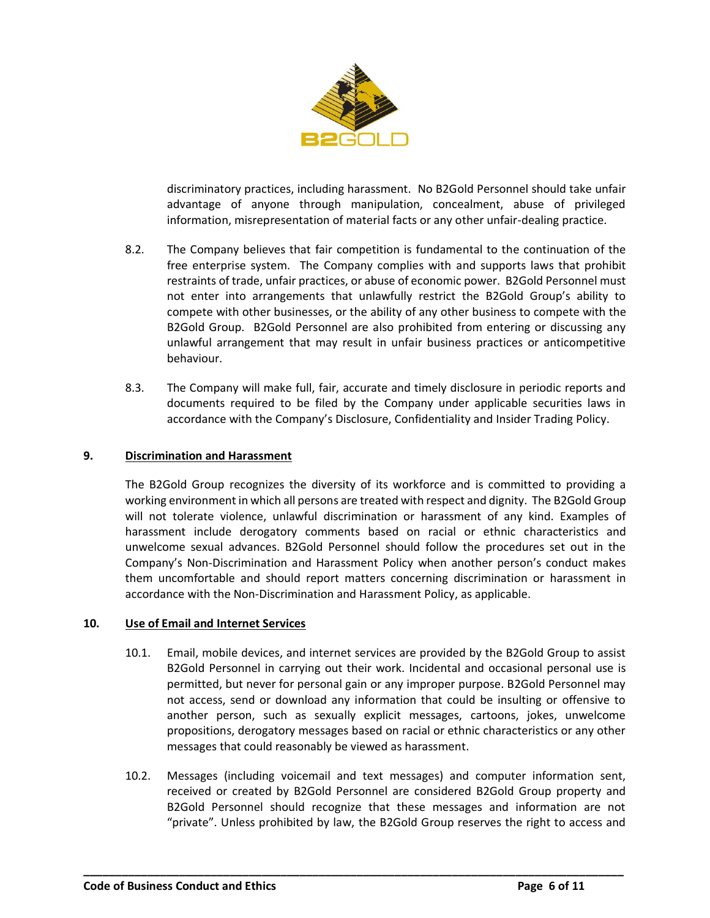discriminatory practices, including harassment. No B2Gold Personnel should take unfair advantage of anyone through manipulation, concealment, abuse of privileged information, misrepresentation of material facts or any other unfair-dealing practice.

8.2. The Company believes that fair competition is fundamental to the continuation of the free enterprise system. The Company complies with and supports laws that prohibit restraints of trade, unfair practices, or abuse of economic power. B2Gold Personnel must not enter into arrangements that unlawfully restrict the B2Gold Group's ability to compete with other businesses, or the ability of any other business to compete with the B2Gold Group. B2Gold Personnel are also prohibited from entering or discussing any unlawful arrangement that may result in unfair business practices or anticompetitive behaviour.

8.3. The Company will make full, fair, accurate and timely disclosure in periodic reports and documents required to be filed by the Company under applicable securities laws in accordance with the Company's Disclosure, Confidentiality and Insider Trading Policy.

## 9. Discrimination and Harassment

The B2Gold Group recognizes the diversity of its workforce and is committed to providing a working environment in which all persons are treated with respect and dignity. The B2Gold Group will not tolerate violence, unlawful discrimination or harassment of any kind. Examples of harassment include derogatory comments based on racial or ethnic characteristics and unwelcome sexual advances. B2Gold Personnel should follow the procedures set out in the Company's Non-Discrimination and Harassment Policy when another person's conduct makes them uncomfortable and should report matters concerning discrimination or harassment in accordance with the Non-Discrimination and Harassment Policy, as applicable.

## 10. Use of Email and Internet Services

10.1. Email, mobile devices, and internet services are provided by the B2Gold Group to assist B2Gold Personnel in carrying out their work. Incidental and occasional personal use is permitted, but never for personal gain or any improper purpose. B2Gold Personnel may not access, send or download any information that could be insulting or offensive to another person, such as sexually explicit messages, cartoons, jokes, unwelcome propositions, derogatory messages based on racial or ethnic characteristics or any other messages that could reasonably be viewed as harassment.

10.2. Messages (including voicemail and text messages) and computer information sent, received or created by B2Gold Personnel are considered B2Gold Group property and B2Gold Personnel should recognize that these messages and information are not "private". Unless prohibited by law, the B2Gold Group reserves the right to access and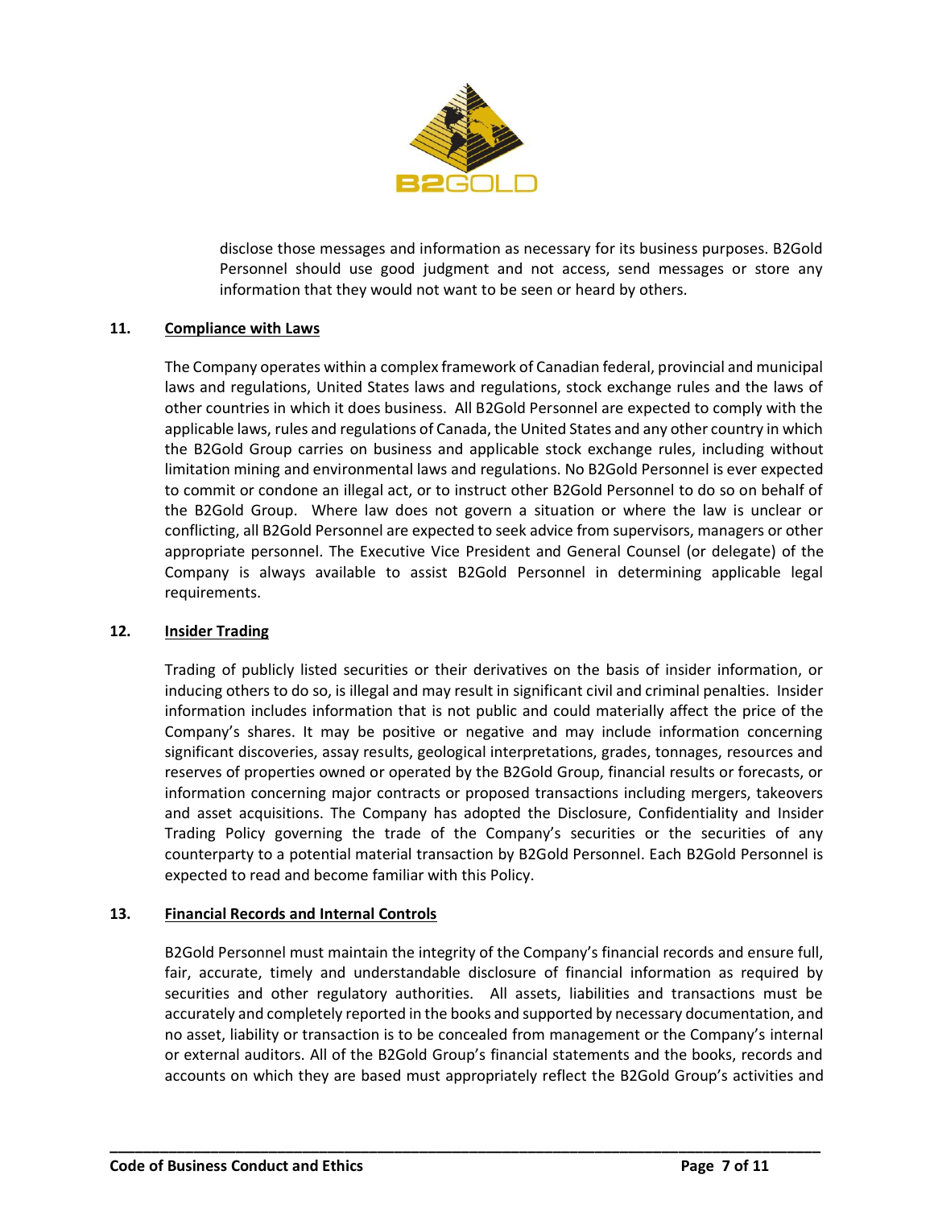disclose those messages and information as necessary for its business purposes. B2Gold Personnel should use good judgment and not access, send messages or store any information that they would not want to be seen or heard by others.

## 11. Compliance with Laws

The Company operates within a complex framework of Canadian federal, provincial and municipal laws and regulations, United States laws and regulations, stock exchange rules and the laws of other countries in which it does business. All B2Gold Personnel are expected to comply with the applicable laws, rules and regulations of Canada, the United States and any other country in which the B2Gold Group carries on business and applicable stock exchange rules, including without limitation mining and environmental laws and regulations. No B2Gold Personnel is ever expected to commit or condone an illegal act, or to instruct other B2Gold Personnel to do so on behalf of the B2Gold Group. Where law does not govern a situation or where the law is unclear or conflicting, all B2Gold Personnel are expected to seek advice from supervisors, managers or other appropriate personnel. The Executive Vice President and General Counsel (or delegate) of the Company is always available to assist B2Gold Personnel in determining applicable legal requirements.

## 12. Insider Trading

Trading of publicly listed securities or their derivatives on the basis of insider information, or inducing others to do so, is illegal and may result in significant civil and criminal penalties. Insider information includes information that is not public and could materially affect the price of the Company's shares. It may be positive or negative and may include information concerning significant discoveries, assay results, geological interpretations, grades, tonnages, resources and reserves of properties owned or operated by the B2Gold Group, financial results or forecasts, or information concerning major contracts or proposed transactions including mergers, takeovers and asset acquisitions. The Company has adopted the Disclosure, Confidentiality and Insider Trading Policy governing the trade of the Company's securities or the securities of any counterparty to a potential material transaction by B2Gold Personnel. Each B2Gold Personnel is expected to read and become familiar with this Policy.

## 13. Financial Records and Internal Controls

B2Gold Personnel must maintain the integrity of the Company's financial records and ensure full, fair, accurate, timely and understandable disclosure of financial information as required by securities and other regulatory authorities. All assets, liabilities and transactions must be accurately and completely reported in the books and supported by necessary documentation, and no asset, liability or transaction is to be concealed from management or the Company's internal or external auditors. All of the B2Gold Group's financial statements and the books, records and accounts on which they are based must appropriately reflect the B2Gold Group's activities and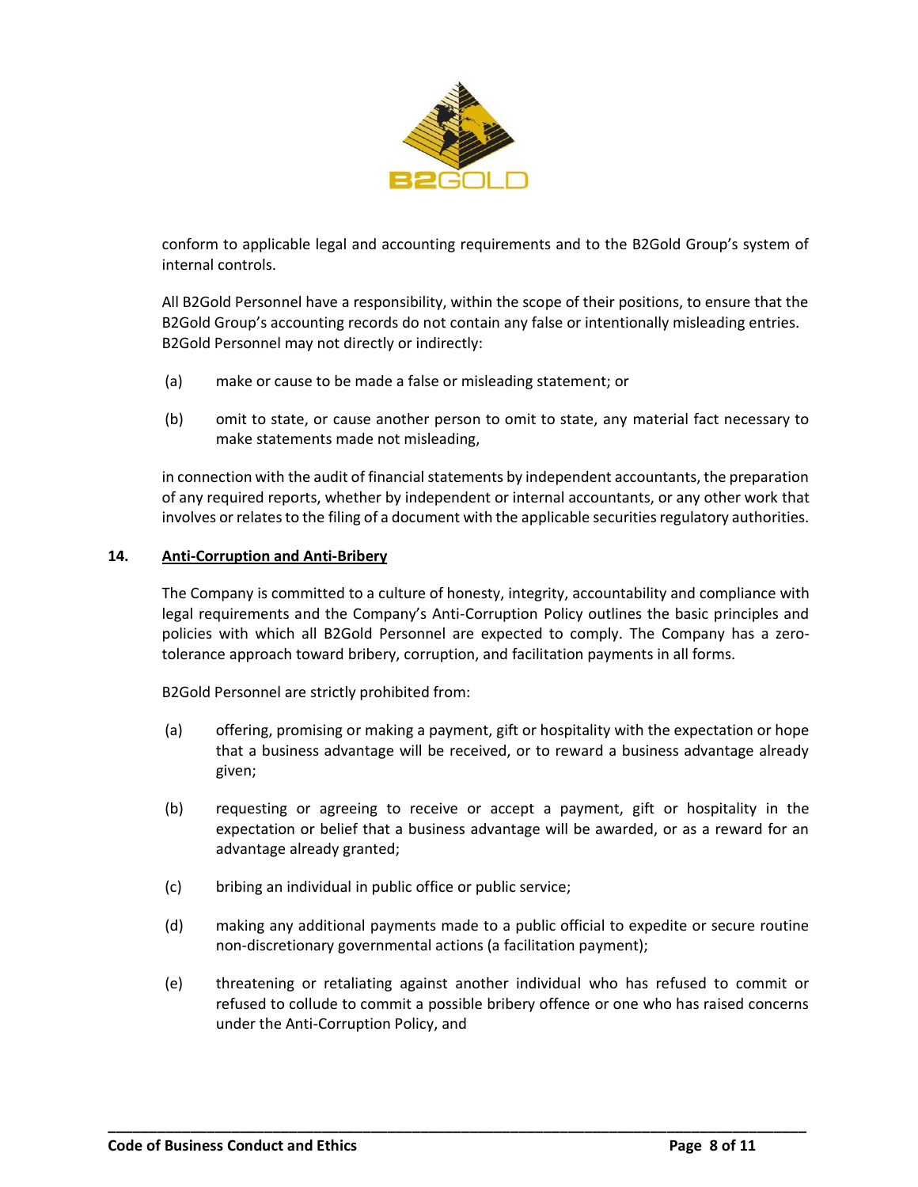conform to applicable legal and accounting requirements and to the B2Gold Group's system of internal controls.

All B2Gold Personnel have a responsibility, within the scope of their positions, to ensure that the B2Gold Group's accounting records do not contain any false or intentionally misleading entries. B2Gold Personnel may not directly or indirectly:

(a) make or cause to be made a false or misleading statement; or

(b) omit to state, or cause another person to omit to state, any material fact necessary to make statements made not misleading,

in connection with the audit of financial statements by independent accountants, the preparation of any required reports, whether by independent or internal accountants, or any other work that involves or relates to the filing of a document with the applicable securities regulatory authorities.

## 14. Anti-Corruption and Anti-Bribery

The Company is committed to a culture of honesty, integrity, accountability and compliance with legal requirements and the Company's Anti-Corruption Policy outlines the basic principles and policies with which all B2Gold Personnel are expected to comply. The Company has a zero-tolerance approach toward bribery, corruption, and facilitation payments in all forms.

B2Gold Personnel are strictly prohibited from:

(a) offering, promising or making a payment, gift or hospitality with the expectation or hope that a business advantage will be received, or to reward a business advantage already given;

(b) requesting or agreeing to receive or accept a payment, gift or hospitality in the expectation or belief that a business advantage will be awarded, or as a reward for an advantage already granted;

(c) bribing an individual in public office or public service;

(d) making any additional payments made to a public official to expedite or secure routine non-discretionary governmental actions (a facilitation payment);

(e) threatening or retaliating against another individual who has refused to commit or refused to collude to commit a possible bribery offence or one who has raised concerns under the Anti-Corruption Policy, and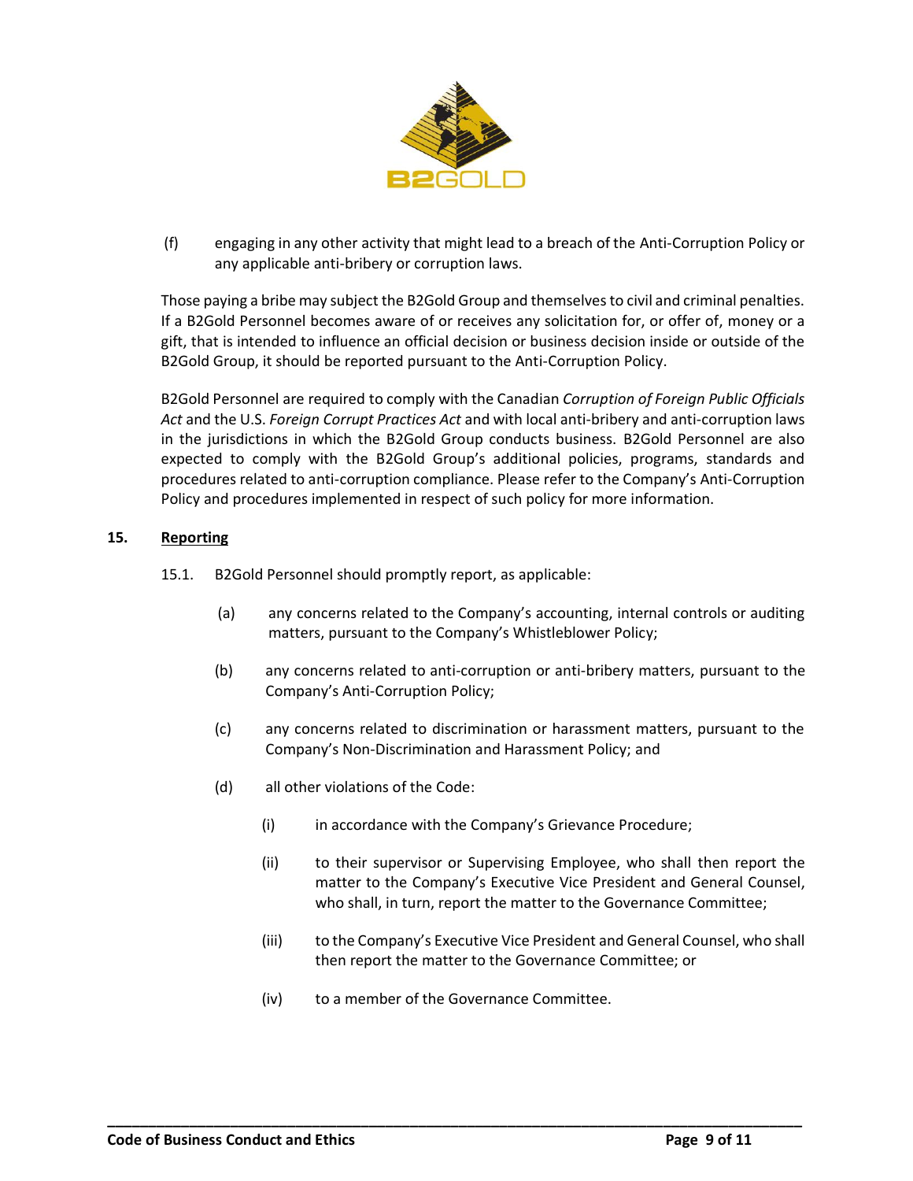(f) engaging in any other activity that might lead to a breach of the Anti-Corruption Policy or any applicable anti-bribery or corruption laws.

Those paying a bribe may subject the B2Gold Group and themselves to civil and criminal penalties. If a B2Gold Personnel becomes aware of or receives any solicitation for, or offer of, money or a gift, that is intended to influence an official decision or business decision inside or outside of the B2Gold Group, it should be reported pursuant to the Anti-Corruption Policy.

B2Gold Personnel are required to comply with the Canadian *Corruption of Foreign Public Officials Act* and the U.S. *Foreign Corrupt Practices Act* and with local anti-bribery and anti-corruption laws in the jurisdictions in which the B2Gold Group conducts business. B2Gold Personnel are also expected to comply with the B2Gold Group's additional policies, programs, standards and procedures related to anti-corruption compliance. Please refer to the Company's Anti-Corruption Policy and procedures implemented in respect of such policy for more information.

## 15. Reporting

15.1. B2Gold Personnel should promptly report, as applicable:

(a) any concerns related to the Company's accounting, internal controls or auditing matters, pursuant to the Company's Whistleblower Policy;

(b) any concerns related to anti-corruption or anti-bribery matters, pursuant to the Company's Anti-Corruption Policy;

(c) any concerns related to discrimination or harassment matters, pursuant to the Company's Non-Discrimination and Harassment Policy; and

(d) all other violations of the Code:

(i) in accordance with the Company's Grievance Procedure;

(ii) to their supervisor or Supervising Employee, who shall then report the matter to the Company's Executive Vice President and General Counsel, who shall, in turn, report the matter to the Governance Committee;

(iii) to the Company's Executive Vice President and General Counsel, who shall then report the matter to the Governance Committee; or

(iv) to a member of the Governance Committee.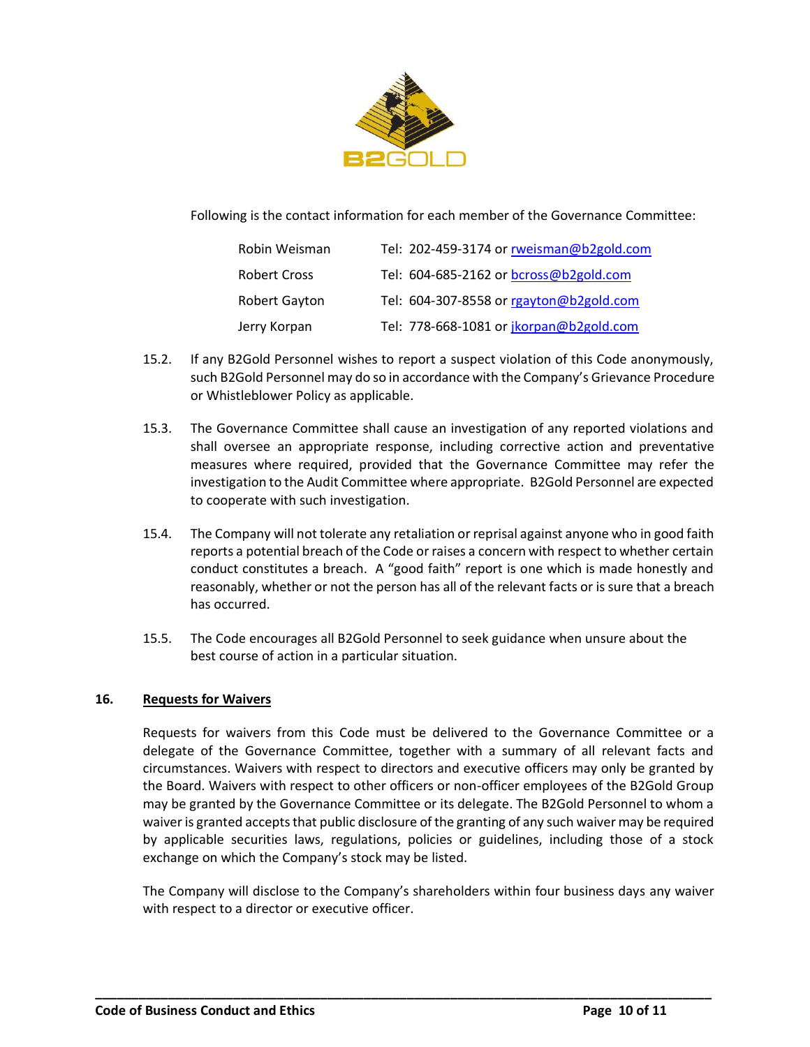Following is the contact information for each member of the Governance Committee:

| | |
|---|---|
| Robin Weisman | Tel: 202-459-3174 or rweisman@b2gold.com |
| Robert Cross | Tel: 604-685-2162 or bcross@b2gold.com |
| Robert Gayton | Tel: 604-307-8558 or rgayton@b2gold.com |
| Jerry Korpan | Tel: 778-668-1081 or jkorpan@b2gold.com |

15.2. If any B2Gold Personnel wishes to report a suspect violation of this Code anonymously, such B2Gold Personnel may do so in accordance with the Company's Grievance Procedure or Whistleblower Policy as applicable.

15.3. The Governance Committee shall cause an investigation of any reported violations and shall oversee an appropriate response, including corrective action and preventative measures where required, provided that the Governance Committee may refer the investigation to the Audit Committee where appropriate. B2Gold Personnel are expected to cooperate with such investigation.

15.4. The Company will not tolerate any retaliation or reprisal against anyone who in good faith reports a potential breach of the Code or raises a concern with respect to whether certain conduct constitutes a breach. A "good faith" report is one which is made honestly and reasonably, whether or not the person has all of the relevant facts or is sure that a breach has occurred.

15.5. The Code encourages all B2Gold Personnel to seek guidance when unsure about the best course of action in a particular situation.

## 16. Requests for Waivers

Requests for waivers from this Code must be delivered to the Governance Committee or a delegate of the Governance Committee, together with a summary of all relevant facts and circumstances. Waivers with respect to directors and executive officers may only be granted by the Board. Waivers with respect to other officers or non-officer employees of the B2Gold Group may be granted by the Governance Committee or its delegate. The B2Gold Personnel to whom a waiver is granted accepts that public disclosure of the granting of any such waiver may be required by applicable securities laws, regulations, policies or guidelines, including those of a stock exchange on which the Company's stock may be listed.

The Company will disclose to the Company's shareholders within four business days any waiver with respect to a director or executive officer.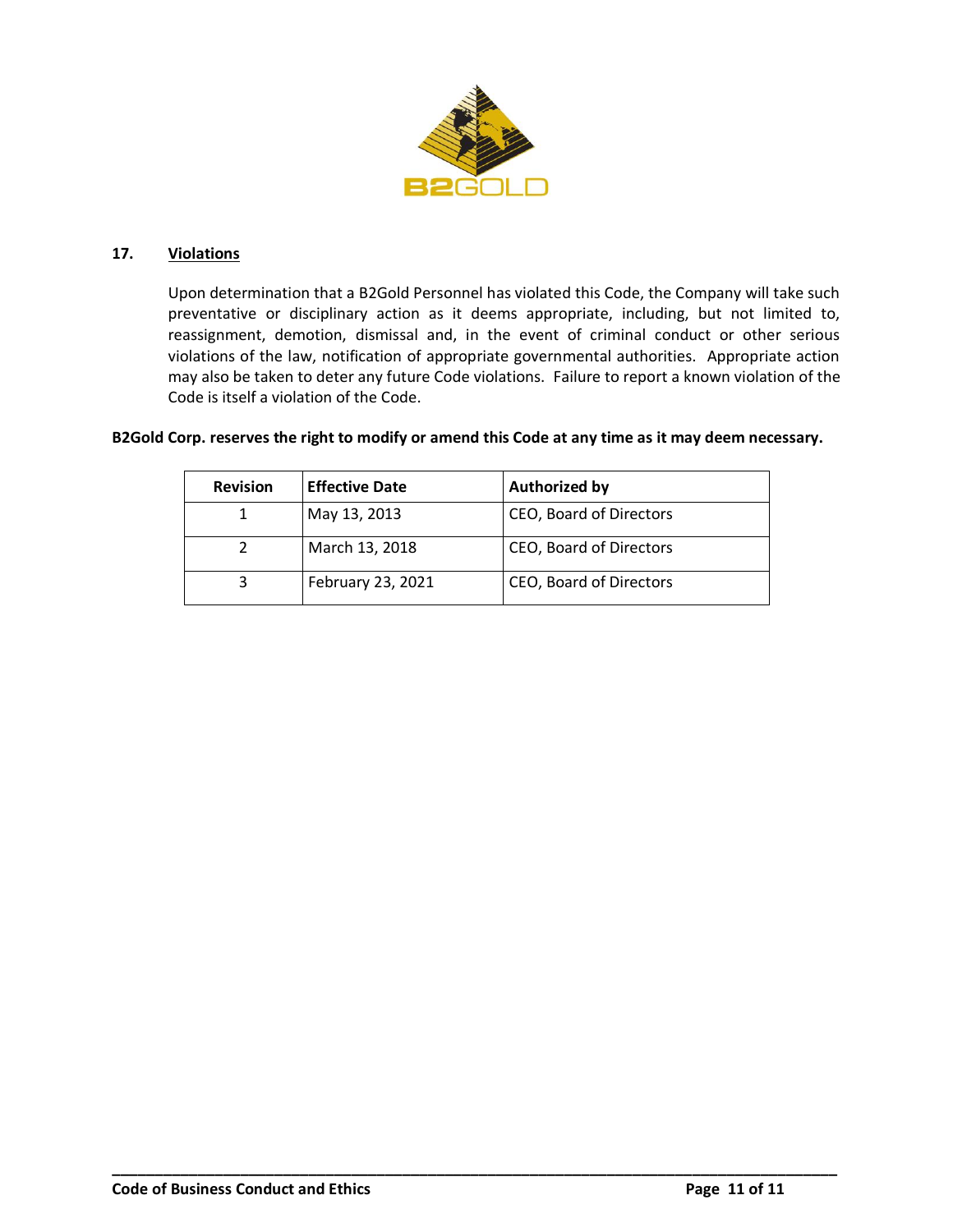## 17. Violations

Upon determination that a B2Gold Personnel has violated this Code, the Company will take such preventative or disciplinary action as it deems appropriate, including, but not limited to, reassignment, demotion, dismissal and, in the event of criminal conduct or other serious violations of the law, notification of appropriate governmental authorities. Appropriate action may also be taken to deter any future Code violations. Failure to report a known violation of the Code is itself a violation of the Code.

**B2Gold Corp. reserves the right to modify or amend this Code at any time as it may deem necessary.**

| Revision | Effective Date | Authorized by |
|---|---|---|
| 1 | May 13, 2013 | CEO, Board of Directors |
| 2 | March 13, 2018 | CEO, Board of Directors |
| 3 | February 23, 2021 | CEO, Board of Directors |